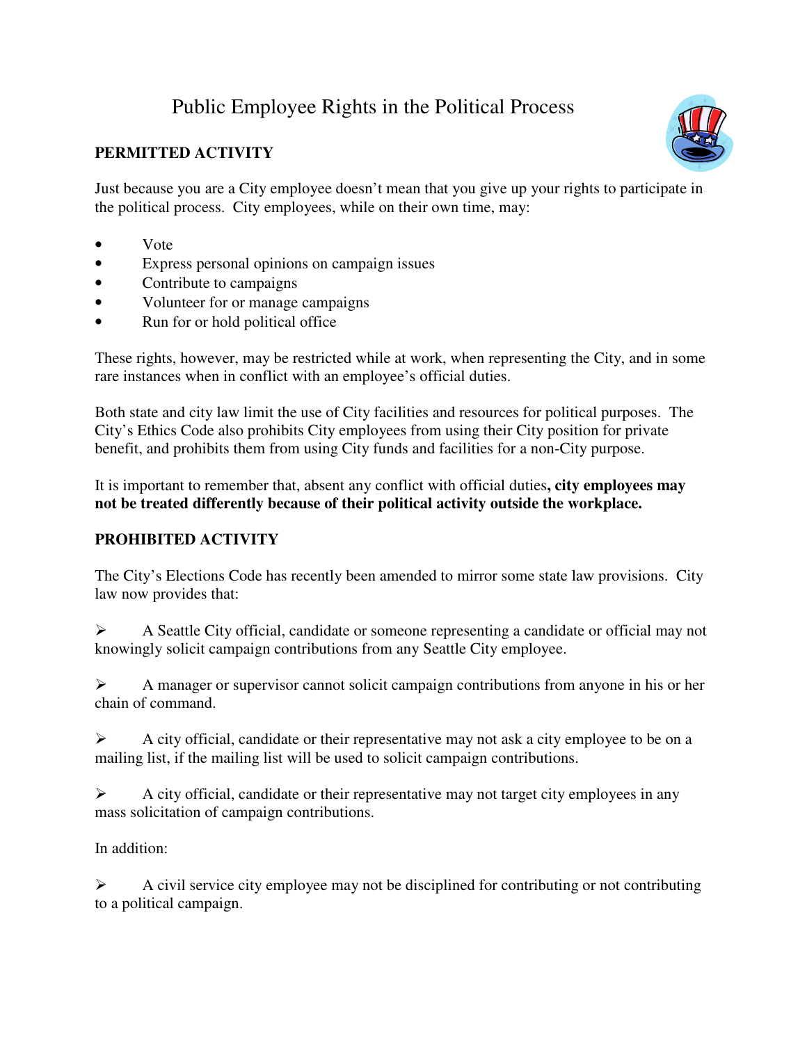# Public Employee Rights in the Political Process

**PERMITTED ACTIVITY**

Just because you are a City employee doesn't mean that you give up your rights to participate in the political process. City employees, while on their own time, may:

- Vote
- Express personal opinions on campaign issues
- Contribute to campaigns
- Volunteer for or manage campaigns
- Run for or hold political office

These rights, however, may be restricted while at work, when representing the City, and in some rare instances when in conflict with an employee's official duties.

Both state and city law limit the use of City facilities and resources for political purposes. The City's Ethics Code also prohibits City employees from using their City position for private benefit, and prohibits them from using City funds and facilities for a non-City purpose.

It is important to remember that, absent any conflict with official duties**, city employees may not be treated differently because of their political activity outside the workplace.**

**PROHIBITED ACTIVITY**

The City's Elections Code has recently been amended to mirror some state law provisions. City law now provides that:

- A Seattle City official, candidate or someone representing a candidate or official may not knowingly solicit campaign contributions from any Seattle City employee.

- A manager or supervisor cannot solicit campaign contributions from anyone in his or her chain of command.

- A city official, candidate or their representative may not ask a city employee to be on a mailing list, if the mailing list will be used to solicit campaign contributions.

- A city official, candidate or their representative may not target city employees in any mass solicitation of campaign contributions.

In addition:

- A civil service city employee may not be disciplined for contributing or not contributing to a political campaign.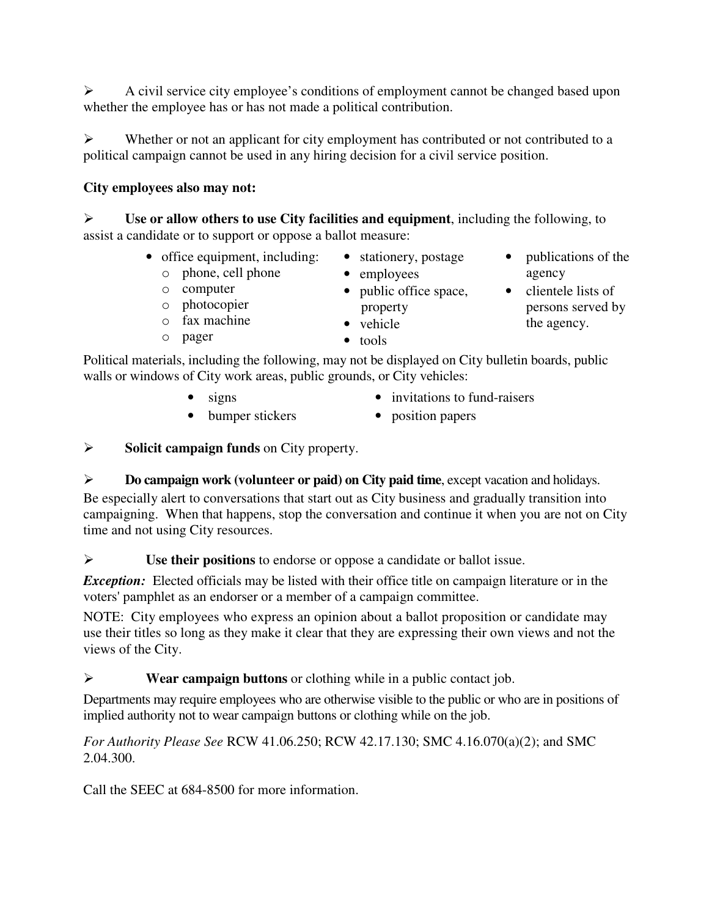- A civil service city employee's conditions of employment cannot be changed based upon whether the employee has or has not made a political contribution.

- Whether or not an applicant for city employment has contributed or not contributed to a political campaign cannot be used in any hiring decision for a civil service position.

**City employees also may not:**

- **Use or allow others to use City facilities and equipment**, including the following, to assist a candidate or to support or oppose a ballot measure:

  - office equipment, including:
    - phone, cell phone
    - computer
    - photocopier
    - fax machine
    - pager
  - stationery, postage
  - employees
  - public office space, property
  - vehicle
  - tools
  - publications of the agency
  - clientele lists of persons served by the agency.

Political materials, including the following, may not be displayed on City bulletin boards, public walls or windows of City work areas, public grounds, or City vehicles:

- signs
- bumper stickers
- invitations to fund-raisers
- position papers

- **Solicit campaign funds** on City property.

- **Do campaign work (volunteer or paid) on City paid time**, except vacation and holidays.

Be especially alert to conversations that start out as City business and gradually transition into campaigning. When that happens, stop the conversation and continue it when you are not on City time and not using City resources.

- **Use their positions** to endorse or oppose a candidate or ballot issue.

***Exception:*** Elected officials may be listed with their office title on campaign literature or in the voters' pamphlet as an endorser or a member of a campaign committee.

NOTE: City employees who express an opinion about a ballot proposition or candidate may use their titles so long as they make it clear that they are expressing their own views and not the views of the City.

- **Wear campaign buttons** or clothing while in a public contact job.

Departments may require employees who are otherwise visible to the public or who are in positions of implied authority not to wear campaign buttons or clothing while on the job.

*For Authority Please See* RCW 41.06.250; RCW 42.17.130; SMC 4.16.070(a)(2); and SMC 2.04.300.

Call the SEEC at 684-8500 for more information.